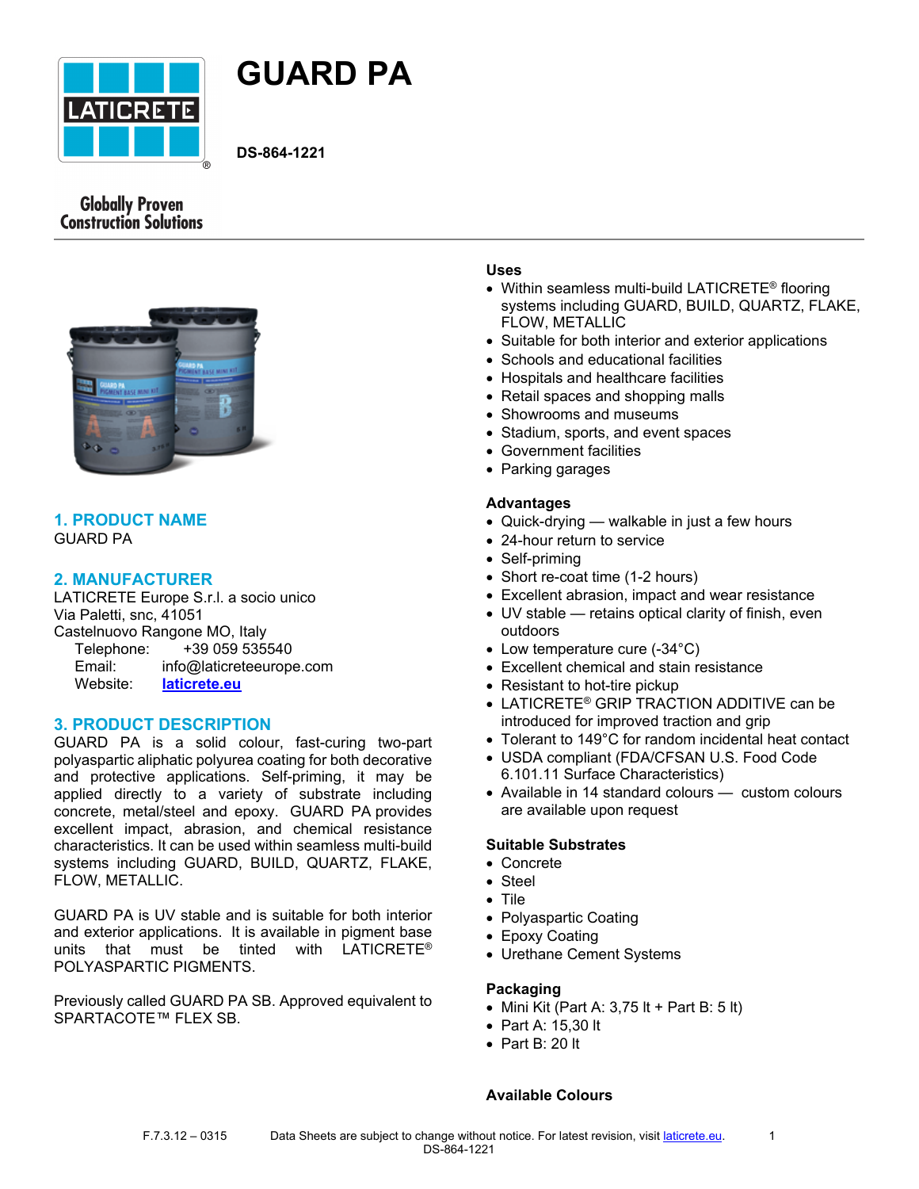# GUARD PA

**DS-864-1221**

Globally Proven Construction Solutions

## 1. PRODUCT NAME

GUARD PA

## 2. MANUFACTURER

LATICRETE Europe S.r.l. a socio unico
Via Paletti, snc, 41051
Castelnuovo Rangone MO, Italy

Telephone: +39 059 535540
Email: info@laticreteeurope.com
Website: **laticrete.eu**

## 3. PRODUCT DESCRIPTION

GUARD PA is a solid colour, fast-curing two-part polyaspartic aliphatic polyurea coating for both decorative and protective applications. Self-priming, it may be applied directly to a variety of substrate including concrete, metal/steel and epoxy. GUARD PA provides excellent impact, abrasion, and chemical resistance characteristics. It can be used within seamless multi-build systems including GUARD, BUILD, QUARTZ, FLAKE, FLOW, METALLIC.

GUARD PA is UV stable and is suitable for both interior and exterior applications. It is available in pigment base units that must be tinted with LATICRETE® POLYASPARTIC PIGMENTS.

Previously called GUARD PA SB. Approved equivalent to SPARTACOTE™ FLEX SB.

### Uses

- Within seamless multi-build LATICRETE® flooring systems including GUARD, BUILD, QUARTZ, FLAKE, FLOW, METALLIC
- Suitable for both interior and exterior applications
- Schools and educational facilities
- Hospitals and healthcare facilities
- Retail spaces and shopping malls
- Showrooms and museums
- Stadium, sports, and event spaces
- Government facilities
- Parking garages

### Advantages

- Quick-drying — walkable in just a few hours
- 24-hour return to service
- Self-priming
- Short re-coat time (1-2 hours)
- Excellent abrasion, impact and wear resistance
- UV stable — retains optical clarity of finish, even outdoors
- Low temperature cure (-34°C)
- Excellent chemical and stain resistance
- Resistant to hot-tire pickup
- LATICRETE® GRIP TRACTION ADDITIVE can be introduced for improved traction and grip
- Tolerant to 149°C for random incidental heat contact
- USDA compliant (FDA/CFSAN U.S. Food Code 6.101.11 Surface Characteristics)
- Available in 14 standard colours — custom colours are available upon request

### Suitable Substrates

- Concrete
- Steel
- Tile
- Polyaspartic Coating
- Epoxy Coating
- Urethane Cement Systems

### Packaging

- Mini Kit (Part A: 3,75 lt + Part B: 5 lt)
- Part A: 15,30 lt
- Part B: 20 lt

### Available Colours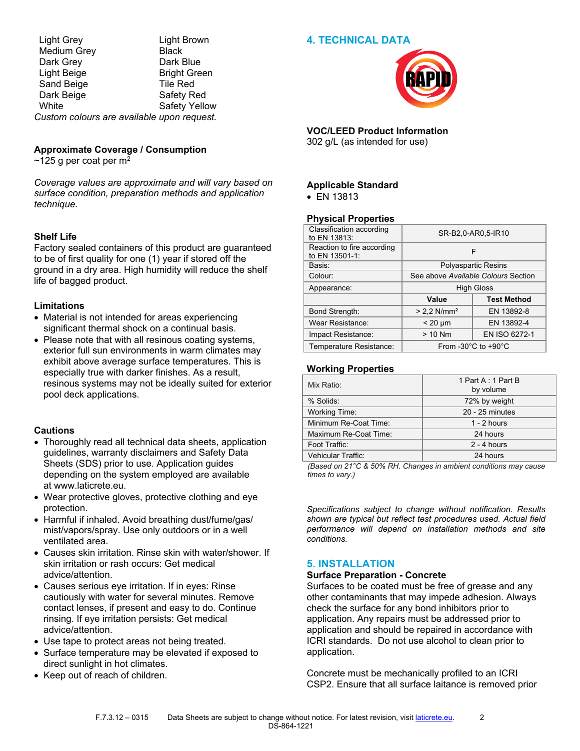| | |
|---|---|
| Light Grey | Light Brown |
| Medium Grey | Black |
| Dark Grey | Dark Blue |
| Light Beige | Bright Green |
| Sand Beige | Tile Red |
| Dark Beige | Safety Red |
| White | Safety Yellow |

*Custom colours are available upon request.*

**Approximate Coverage / Consumption**
~125 g per coat per m$^2$

*Coverage values are approximate and will vary based on surface condition, preparation methods and application technique.*

**Shelf Life**
Factory sealed containers of this product are guaranteed to be of first quality for one (1) year if stored off the ground in a dry area. High humidity will reduce the shelf life of bagged product.

**Limitations**

- Material is not intended for areas experiencing significant thermal shock on a continual basis.
- Please note that with all resinous coating systems, exterior full sun environments in warm climates may exhibit above average surface temperatures. This is especially true with darker finishes. As a result, resinous systems may not be ideally suited for exterior pool deck applications.

**Cautions**

- Thoroughly read all technical data sheets, application guidelines, warranty disclaimers and Safety Data Sheets (SDS) prior to use. Application guides depending on the system employed are available at www.laticrete.eu.
- Wear protective gloves, protective clothing and eye protection.
- Harmful if inhaled. Avoid breathing dust/fume/gas/ mist/vapors/spray. Use only outdoors or in a well ventilated area.
- Causes skin irritation. Rinse skin with water/shower. If skin irritation or rash occurs: Get medical advice/attention.
- Causes serious eye irritation. If in eyes: Rinse cautiously with water for several minutes. Remove contact lenses, if present and easy to do. Continue rinsing. If eye irritation persists: Get medical advice/attention.
- Use tape to protect areas not being treated.
- Surface temperature may be elevated if exposed to direct sunlight in hot climates.
- Keep out of reach of children.

## 4. TECHNICAL DATA

**VOC/LEED Product Information**
302 g/L (as intended for use)

**Applicable Standard**

- EN 13813

**Physical Properties**

| | | |
|---|---|---|
| Classification according to EN 13813: | SR-B2,0-AR0,5-IR10 | |
| Reaction to fire according to EN 13501-1: | F | |
| Basis: | Polyaspartic Resins | |
| Colour: | See above *Available Colours* Section | |
| Appearance: | High Gloss | |
| | **Value** | **Test Method** |
| Bond Strength: | > 2,2 N/mm² | EN 13892-8 |
| Wear Resistance: | < 20 µm | EN 13892-4 |
| Impact Resistance: | > 10 Nm | EN ISO 6272-1 |
| Temperature Resistance: | From -30°C to +90°C | |

**Working Properties**

| | |
|---|---|
| Mix Ratio: | 1 Part A : 1 Part B by volume |
| % Solids: | 72% by weight |
| Working Time: | 20 - 25 minutes |
| Minimum Re-Coat Time: | 1 - 2 hours |
| Maximum Re-Coat Time: | 24 hours |
| Foot Traffic: | 2 - 4 hours |
| Vehicular Traffic: | 24 hours |

*(Based on 21°C & 50% RH. Changes in ambient conditions may cause times to vary.)*

*Specifications subject to change without notification. Results shown are typical but reflect test procedures used. Actual field performance will depend on installation methods and site conditions.*

## 5. INSTALLATION

**Surface Preparation - Concrete**
Surfaces to be coated must be free of grease and any other contaminants that may impede adhesion. Always check the surface for any bond inhibitors prior to application. Any repairs must be addressed prior to application and should be repaired in accordance with ICRI standards. Do not use alcohol to clean prior to application.

Concrete must be mechanically profiled to an ICRI CSP2. Ensure that all surface laitance is removed prior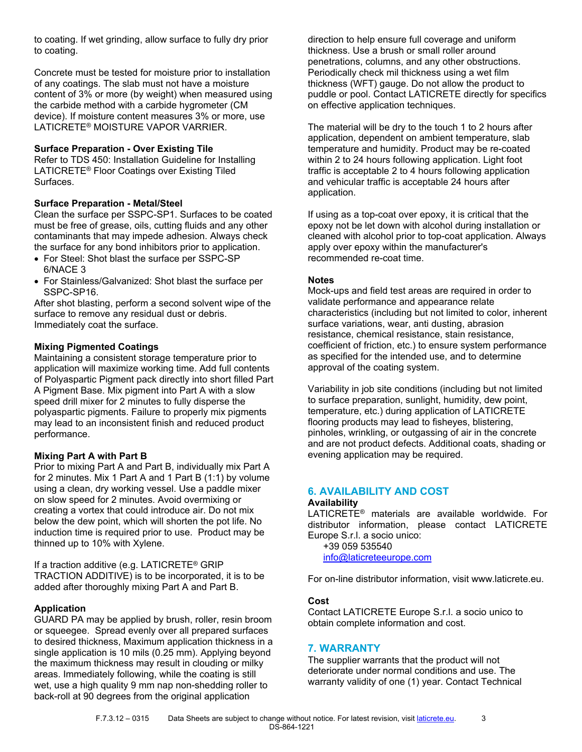to coating. If wet grinding, allow surface to fully dry prior to coating.

Concrete must be tested for moisture prior to installation of any coatings. The slab must not have a moisture content of 3% or more (by weight) when measured using the carbide method with a carbide hygrometer (CM device). If moisture content measures 3% or more, use LATICRETE® MOISTURE VAPOR VARRIER.

**Surface Preparation - Over Existing Tile**
Refer to TDS 450: Installation Guideline for Installing LATICRETE® Floor Coatings over Existing Tiled Surfaces.

**Surface Preparation - Metal/Steel**
Clean the surface per SSPC-SP1. Surfaces to be coated must be free of grease, oils, cutting fluids and any other contaminants that may impede adhesion. Always check the surface for any bond inhibitors prior to application.

- For Steel: Shot blast the surface per SSPC-SP 6/NACE 3
- For Stainless/Galvanized: Shot blast the surface per SSPC-SP16.

After shot blasting, perform a second solvent wipe of the surface to remove any residual dust or debris. Immediately coat the surface.

**Mixing Pigmented Coatings**
Maintaining a consistent storage temperature prior to application will maximize working time. Add full contents of Polyaspartic Pigment pack directly into short filled Part A Pigment Base. Mix pigment into Part A with a slow speed drill mixer for 2 minutes to fully disperse the polyaspartic pigments. Failure to properly mix pigments may lead to an inconsistent finish and reduced product performance.

**Mixing Part A with Part B**
Prior to mixing Part A and Part B, individually mix Part A for 2 minutes. Mix 1 Part A and 1 Part B (1:1) by volume using a clean, dry working vessel. Use a paddle mixer on slow speed for 2 minutes. Avoid overmixing or creating a vortex that could introduce air. Do not mix below the dew point, which will shorten the pot life. No induction time is required prior to use. Product may be thinned up to 10% with Xylene.

If a traction additive (e.g. LATICRETE® GRIP TRACTION ADDITIVE) is to be incorporated, it is to be added after thoroughly mixing Part A and Part B.

**Application**
GUARD PA may be applied by brush, roller, resin broom or squeegee. Spread evenly over all prepared surfaces to desired thickness, Maximum application thickness in a single application is 10 mils (0.25 mm). Applying beyond the maximum thickness may result in clouding or milky areas. Immediately following, while the coating is still wet, use a high quality 9 mm nap non-shedding roller to back-roll at 90 degrees from the original application direction to help ensure full coverage and uniform thickness. Use a brush or small roller around penetrations, columns, and any other obstructions. Periodically check mil thickness using a wet film thickness (WFT) gauge. Do not allow the product to puddle or pool. Contact LATICRETE directly for specifics on effective application techniques.

The material will be dry to the touch 1 to 2 hours after application, dependent on ambient temperature, slab temperature and humidity. Product may be re-coated within 2 to 24 hours following application. Light foot traffic is acceptable 2 to 4 hours following application and vehicular traffic is acceptable 24 hours after application.

If using as a top-coat over epoxy, it is critical that the epoxy not be let down with alcohol during installation or cleaned with alcohol prior to top-coat application. Always apply over epoxy within the manufacturer's recommended re-coat time.

**Notes**
Mock-ups and field test areas are required in order to validate performance and appearance relate characteristics (including but not limited to color, inherent surface variations, wear, anti dusting, abrasion resistance, chemical resistance, stain resistance, coefficient of friction, etc.) to ensure system performance as specified for the intended use, and to determine approval of the coating system.

Variability in job site conditions (including but not limited to surface preparation, sunlight, humidity, dew point, temperature, etc.) during application of LATICRETE flooring products may lead to fisheyes, blistering, pinholes, wrinkling, or outgassing of air in the concrete and are not product defects. Additional coats, shading or evening application may be required.

## 6. AVAILABILITY AND COST

**Availability**
LATICRETE® materials are available worldwide. For distributor information, please contact LATICRETE Europe S.r.l. a socio unico:
+39 059 535540
info@laticreteeurope.com

For on-line distributor information, visit www.laticrete.eu.

**Cost**
Contact LATICRETE Europe S.r.l. a socio unico to obtain complete information and cost.

## 7. WARRANTY

The supplier warrants that the product will not deteriorate under normal conditions and use. The warranty validity of one (1) year. Contact Technical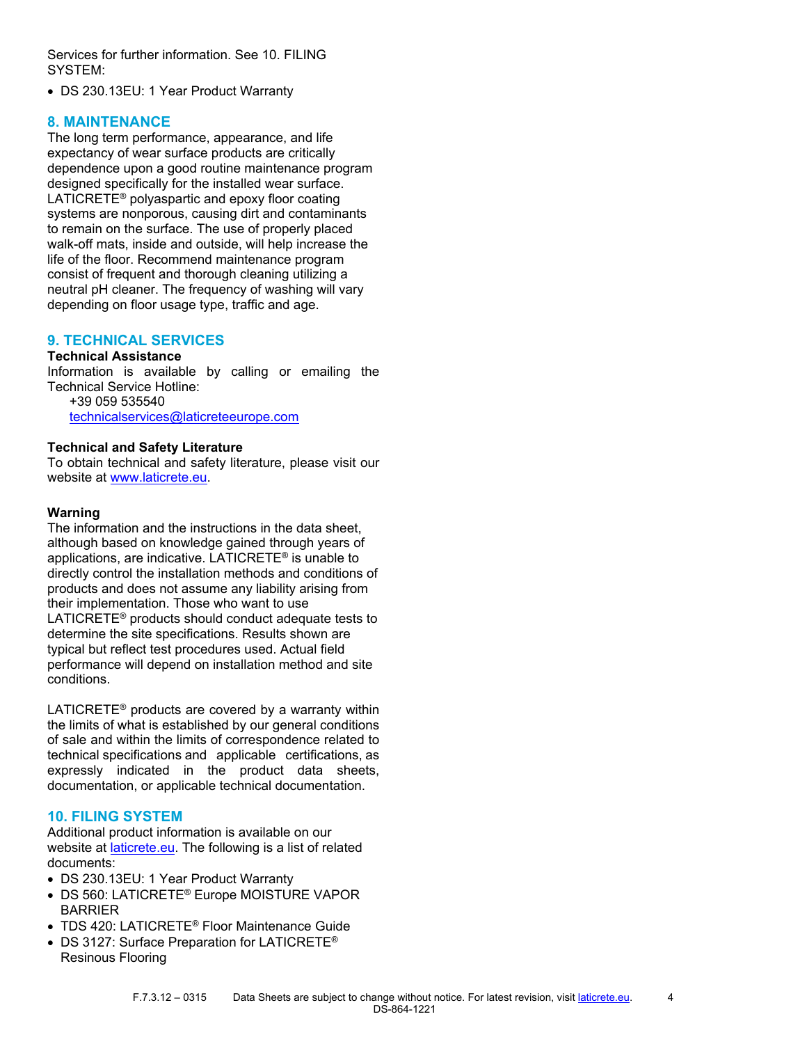Services for further information. See 10. FILING SYSTEM:

- DS 230.13EU: 1 Year Product Warranty

## 8. MAINTENANCE

The long term performance, appearance, and life expectancy of wear surface products are critically dependence upon a good routine maintenance program designed specifically for the installed wear surface. LATICRETE® polyaspartic and epoxy floor coating systems are nonporous, causing dirt and contaminants to remain on the surface. The use of properly placed walk-off mats, inside and outside, will help increase the life of the floor. Recommend maintenance program consist of frequent and thorough cleaning utilizing a neutral pH cleaner. The frequency of washing will vary depending on floor usage type, traffic and age.

## 9. TECHNICAL SERVICES

**Technical Assistance**

Information is available by calling or emailing the Technical Service Hotline:

+39 059 535540
technicalservices@laticreteeurope.com

**Technical and Safety Literature**

To obtain technical and safety literature, please visit our website at www.laticrete.eu.

**Warning**

The information and the instructions in the data sheet, although based on knowledge gained through years of applications, are indicative. LATICRETE® is unable to directly control the installation methods and conditions of products and does not assume any liability arising from their implementation. Those who want to use LATICRETE® products should conduct adequate tests to determine the site specifications. Results shown are typical but reflect test procedures used. Actual field performance will depend on installation method and site conditions.

LATICRETE® products are covered by a warranty within the limits of what is established by our general conditions of sale and within the limits of correspondence related to technical specifications and applicable certifications, as expressly indicated in the product data sheets, documentation, or applicable technical documentation.

## 10. FILING SYSTEM

Additional product information is available on our website at laticrete.eu. The following is a list of related documents:

- DS 230.13EU: 1 Year Product Warranty
- DS 560: LATICRETE® Europe MOISTURE VAPOR BARRIER
- TDS 420: LATICRETE® Floor Maintenance Guide
- DS 3127: Surface Preparation for LATICRETE® Resinous Flooring